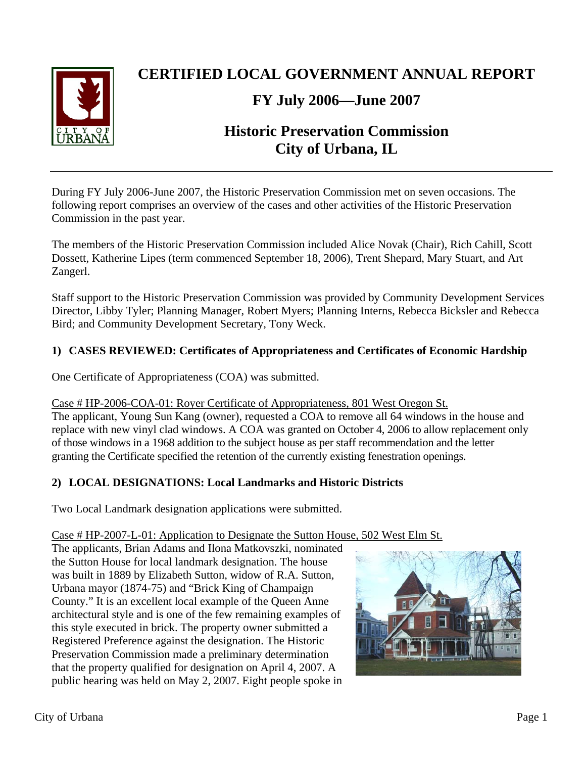# CERTIFIED LOCAL GOVERNMENT ANNUAL REPORT

## FY July 2006—June 2007

## Historic Preservation Commission
## City of Urbana, IL

During FY July 2006-June 2007, the Historic Preservation Commission met on seven occasions. The following report comprises an overview of the cases and other activities of the Historic Preservation Commission in the past year.

The members of the Historic Preservation Commission included Alice Novak (Chair), Rich Cahill, Scott Dossett, Katherine Lipes (term commenced September 18, 2006), Trent Shepard, Mary Stuart, and Art Zangerl.

Staff support to the Historic Preservation Commission was provided by Community Development Services Director, Libby Tyler; Planning Manager, Robert Myers; Planning Interns, Rebecca Bicksler and Rebecca Bird; and Community Development Secretary, Tony Weck.

### 1) CASES REVIEWED: Certificates of Appropriateness and Certificates of Economic Hardship

One Certificate of Appropriateness (COA) was submitted.

Case # HP-2006-COA-01: Royer Certificate of Appropriateness, 801 West Oregon St.
The applicant, Young Sun Kang (owner), requested a COA to remove all 64 windows in the house and replace with new vinyl clad windows. A COA was granted on October 4, 2006 to allow replacement only of those windows in a 1968 addition to the subject house as per staff recommendation and the letter granting the Certificate specified the retention of the currently existing fenestration openings.

### 2) LOCAL DESIGNATIONS: Local Landmarks and Historic Districts

Two Local Landmark designation applications were submitted.

Case # HP-2007-L-01: Application to Designate the Sutton House, 502 West Elm St.
The applicants, Brian Adams and Ilona Matkovszki, nominated the Sutton House for local landmark designation. The house was built in 1889 by Elizabeth Sutton, widow of R.A. Sutton, Urbana mayor (1874-75) and "Brick King of Champaign County." It is an excellent local example of the Queen Anne architectural style and is one of the few remaining examples of this style executed in brick. The property owner submitted a Registered Preference against the designation. The Historic Preservation Commission made a preliminary determination that the property qualified for designation on April 4, 2007. A public hearing was held on May 2, 2007. Eight people spoke in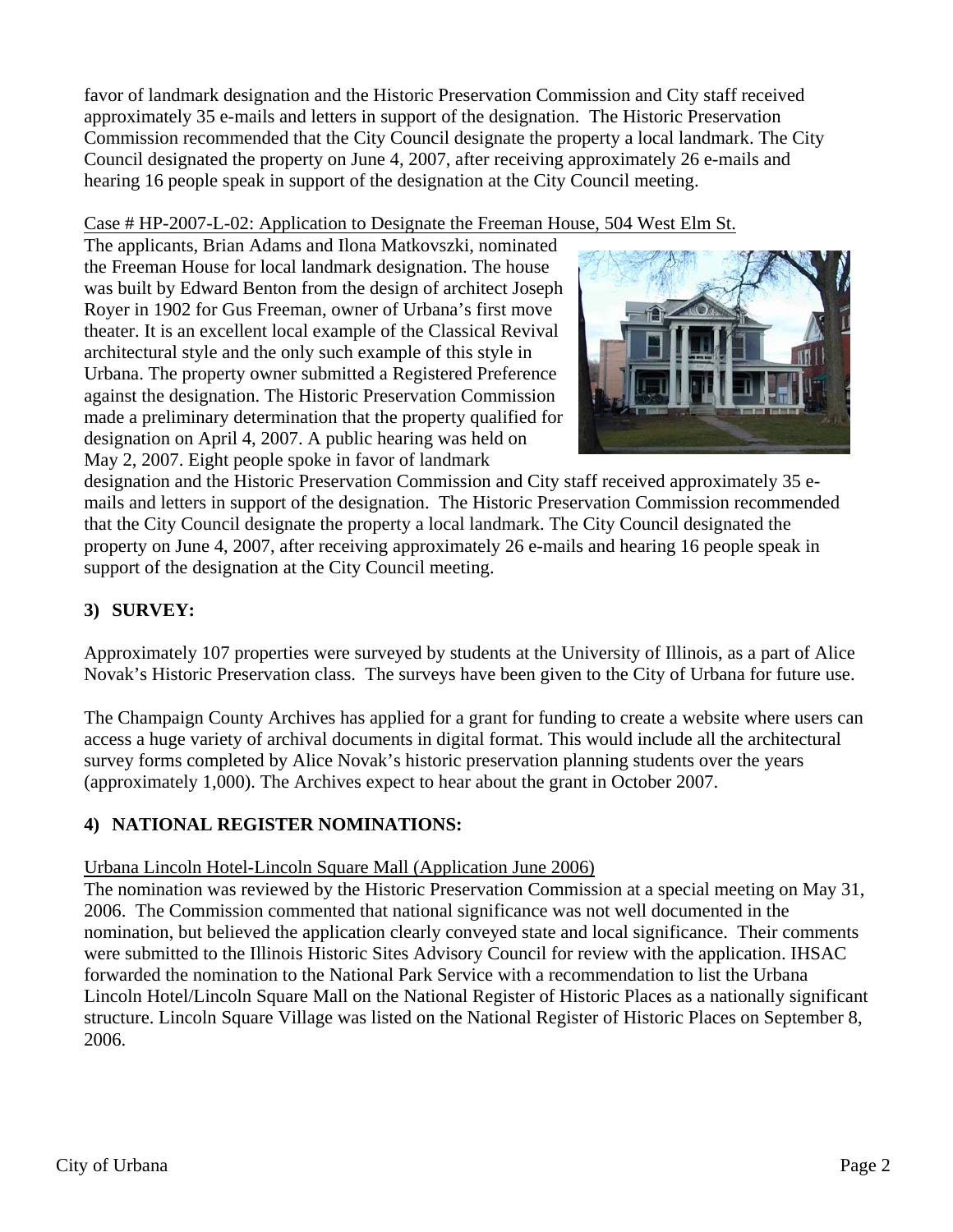favor of landmark designation and the Historic Preservation Commission and City staff received approximately 35 e-mails and letters in support of the designation. The Historic Preservation Commission recommended that the City Council designate the property a local landmark. The City Council designated the property on June 4, 2007, after receiving approximately 26 e-mails and hearing 16 people speak in support of the designation at the City Council meeting.

Case # HP-2007-L-02: Application to Designate the Freeman House, 504 West Elm St.

The applicants, Brian Adams and Ilona Matkovszki, nominated the Freeman House for local landmark designation. The house was built by Edward Benton from the design of architect Joseph Royer in 1902 for Gus Freeman, owner of Urbana's first move theater. It is an excellent local example of the Classical Revival architectural style and the only such example of this style in Urbana. The property owner submitted a Registered Preference against the designation. The Historic Preservation Commission made a preliminary determination that the property qualified for designation on April 4, 2007. A public hearing was held on May 2, 2007. Eight people spoke in favor of landmark designation and the Historic Preservation Commission and City staff received approximately 35 e-mails and letters in support of the designation. The Historic Preservation Commission recommended that the City Council designate the property a local landmark. The City Council designated the property on June 4, 2007, after receiving approximately 26 e-mails and hearing 16 people speak in support of the designation at the City Council meeting.

## 3) SURVEY:

Approximately 107 properties were surveyed by students at the University of Illinois, as a part of Alice Novak's Historic Preservation class. The surveys have been given to the City of Urbana for future use.

The Champaign County Archives has applied for a grant for funding to create a website where users can access a huge variety of archival documents in digital format. This would include all the architectural survey forms completed by Alice Novak's historic preservation planning students over the years (approximately 1,000). The Archives expect to hear about the grant in October 2007.

## 4) NATIONAL REGISTER NOMINATIONS:

Urbana Lincoln Hotel-Lincoln Square Mall (Application June 2006)

The nomination was reviewed by the Historic Preservation Commission at a special meeting on May 31, 2006. The Commission commented that national significance was not well documented in the nomination, but believed the application clearly conveyed state and local significance. Their comments were submitted to the Illinois Historic Sites Advisory Council for review with the application. IHSAC forwarded the nomination to the National Park Service with a recommendation to list the Urbana Lincoln Hotel/Lincoln Square Mall on the National Register of Historic Places as a nationally significant structure. Lincoln Square Village was listed on the National Register of Historic Places on September 8, 2006.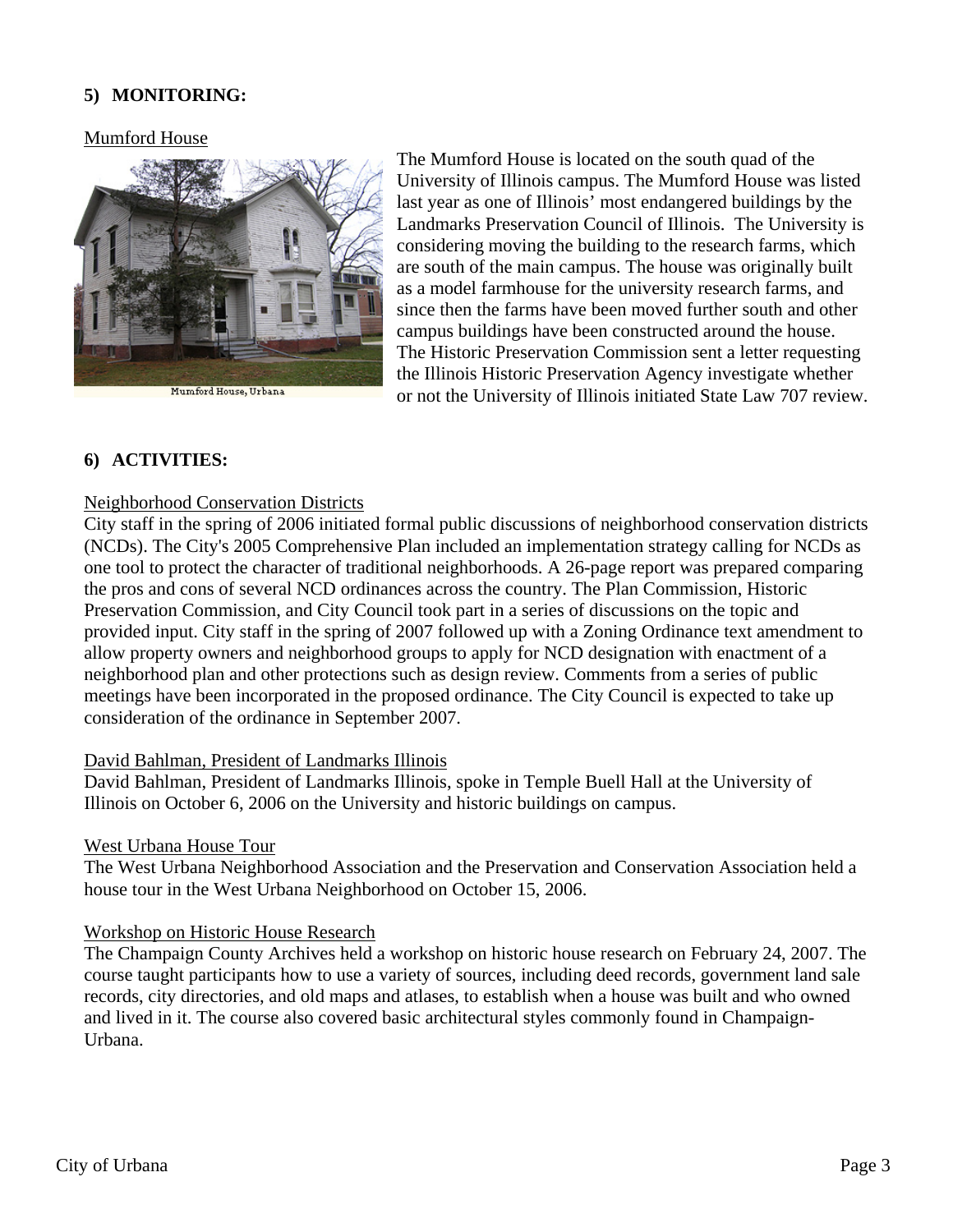## 5) MONITORING:

Mumford House

Mumford House, Urbana

The Mumford House is located on the south quad of the University of Illinois campus. The Mumford House was listed last year as one of Illinois' most endangered buildings by the Landmarks Preservation Council of Illinois. The University is considering moving the building to the research farms, which are south of the main campus. The house was originally built as a model farmhouse for the university research farms, and since then the farms have been moved further south and other campus buildings have been constructed around the house. The Historic Preservation Commission sent a letter requesting the Illinois Historic Preservation Agency investigate whether or not the University of Illinois initiated State Law 707 review.

## 6) ACTIVITIES:

Neighborhood Conservation Districts

City staff in the spring of 2006 initiated formal public discussions of neighborhood conservation districts (NCDs). The City's 2005 Comprehensive Plan included an implementation strategy calling for NCDs as one tool to protect the character of traditional neighborhoods. A 26-page report was prepared comparing the pros and cons of several NCD ordinances across the country. The Plan Commission, Historic Preservation Commission, and City Council took part in a series of discussions on the topic and provided input. City staff in the spring of 2007 followed up with a Zoning Ordinance text amendment to allow property owners and neighborhood groups to apply for NCD designation with enactment of a neighborhood plan and other protections such as design review. Comments from a series of public meetings have been incorporated in the proposed ordinance. The City Council is expected to take up consideration of the ordinance in September 2007.

David Bahlman, President of Landmarks Illinois

David Bahlman, President of Landmarks Illinois, spoke in Temple Buell Hall at the University of Illinois on October 6, 2006 on the University and historic buildings on campus.

West Urbana House Tour

The West Urbana Neighborhood Association and the Preservation and Conservation Association held a house tour in the West Urbana Neighborhood on October 15, 2006.

Workshop on Historic House Research

The Champaign County Archives held a workshop on historic house research on February 24, 2007. The course taught participants how to use a variety of sources, including deed records, government land sale records, city directories, and old maps and atlases, to establish when a house was built and who owned and lived in it. The course also covered basic architectural styles commonly found in Champaign-Urbana.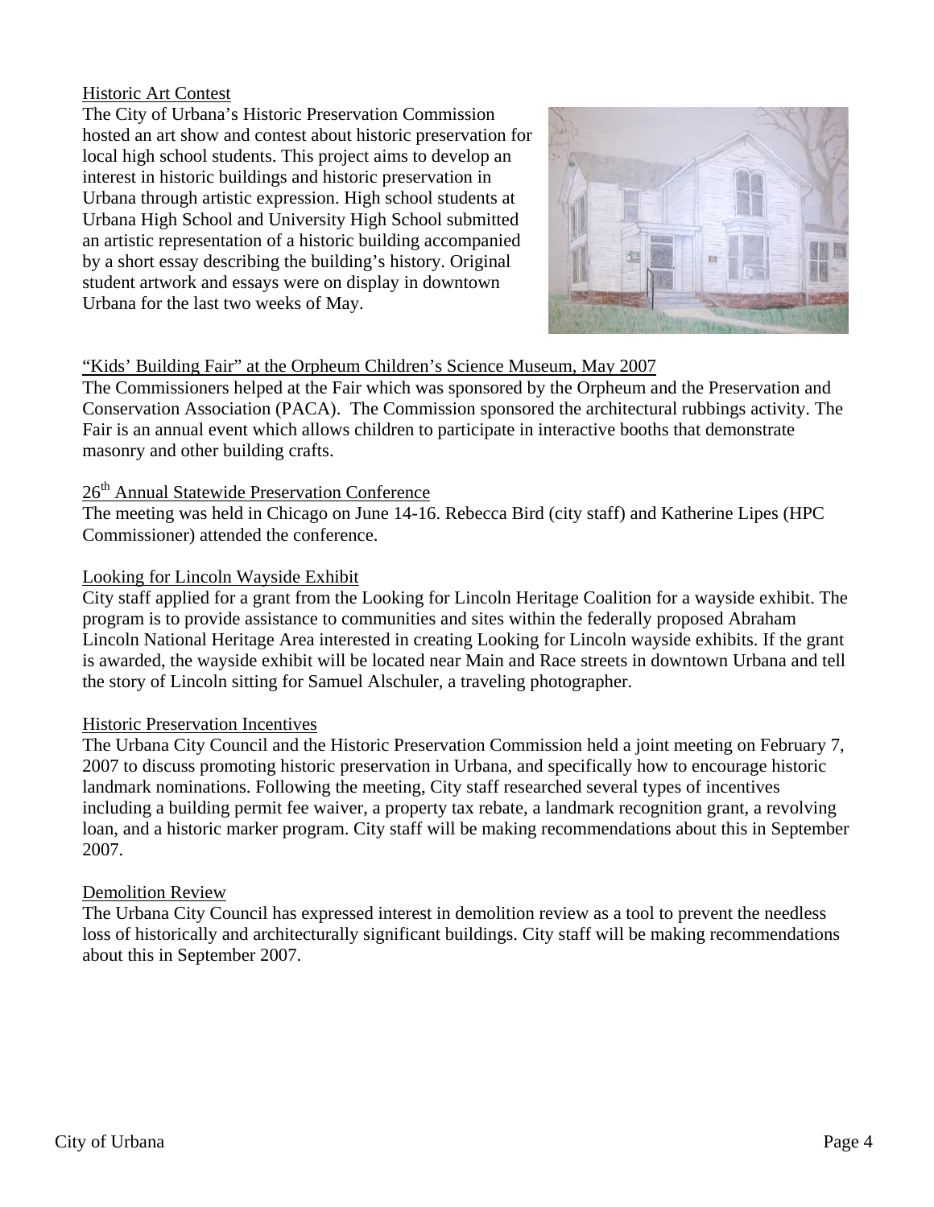Historic Art Contest

The City of Urbana's Historic Preservation Commission hosted an art show and contest about historic preservation for local high school students. This project aims to develop an interest in historic buildings and historic preservation in Urbana through artistic expression. High school students at Urbana High School and University High School submitted an artistic representation of a historic building accompanied by a short essay describing the building's history. Original student artwork and essays were on display in downtown Urbana for the last two weeks of May.

"Kids' Building Fair" at the Orpheum Children's Science Museum, May 2007

The Commissioners helped at the Fair which was sponsored by the Orpheum and the Preservation and Conservation Association (PACA). The Commission sponsored the architectural rubbings activity. The Fair is an annual event which allows children to participate in interactive booths that demonstrate masonry and other building crafts.

26th Annual Statewide Preservation Conference

The meeting was held in Chicago on June 14-16. Rebecca Bird (city staff) and Katherine Lipes (HPC Commissioner) attended the conference.

Looking for Lincoln Wayside Exhibit

City staff applied for a grant from the Looking for Lincoln Heritage Coalition for a wayside exhibit. The program is to provide assistance to communities and sites within the federally proposed Abraham Lincoln National Heritage Area interested in creating Looking for Lincoln wayside exhibits. If the grant is awarded, the wayside exhibit will be located near Main and Race streets in downtown Urbana and tell the story of Lincoln sitting for Samuel Alschuler, a traveling photographer.

Historic Preservation Incentives

The Urbana City Council and the Historic Preservation Commission held a joint meeting on February 7, 2007 to discuss promoting historic preservation in Urbana, and specifically how to encourage historic landmark nominations. Following the meeting, City staff researched several types of incentives including a building permit fee waiver, a property tax rebate, a landmark recognition grant, a revolving loan, and a historic marker program. City staff will be making recommendations about this in September 2007.

Demolition Review

The Urbana City Council has expressed interest in demolition review as a tool to prevent the needless loss of historically and architecturally significant buildings. City staff will be making recommendations about this in September 2007.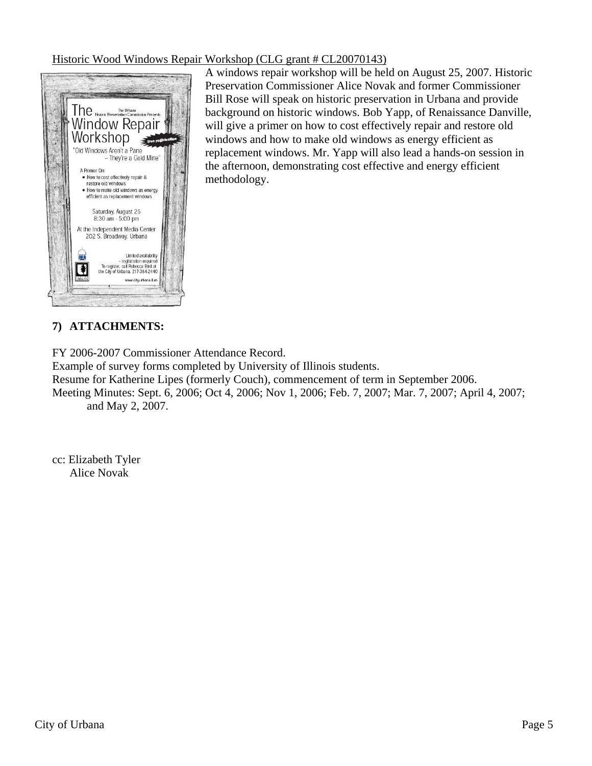Historic Wood Windows Repair Workshop (CLG grant # CL20070143)

A windows repair workshop will be held on August 25, 2007. Historic Preservation Commissioner Alice Novak and former Commissioner Bill Rose will speak on historic preservation in Urbana and provide background on historic windows. Bob Yapp, of Renaissance Danville, will give a primer on how to cost effectively repair and restore old windows and how to make old windows as energy efficient as replacement windows. Mr. Yapp will also lead a hands-on session in the afternoon, demonstrating cost effective and energy efficient methodology.

**7) ATTACHMENTS:**

FY 2006-2007 Commissioner Attendance Record.
Example of survey forms completed by University of Illinois students.
Resume for Katherine Lipes (formerly Couch), commencement of term in September 2006.
Meeting Minutes: Sept. 6, 2006; Oct 4, 2006; Nov 1, 2006; Feb. 7, 2007; Mar. 7, 2007; April 4, 2007; and May 2, 2007.

cc: Elizabeth Tyler
Alice Novak